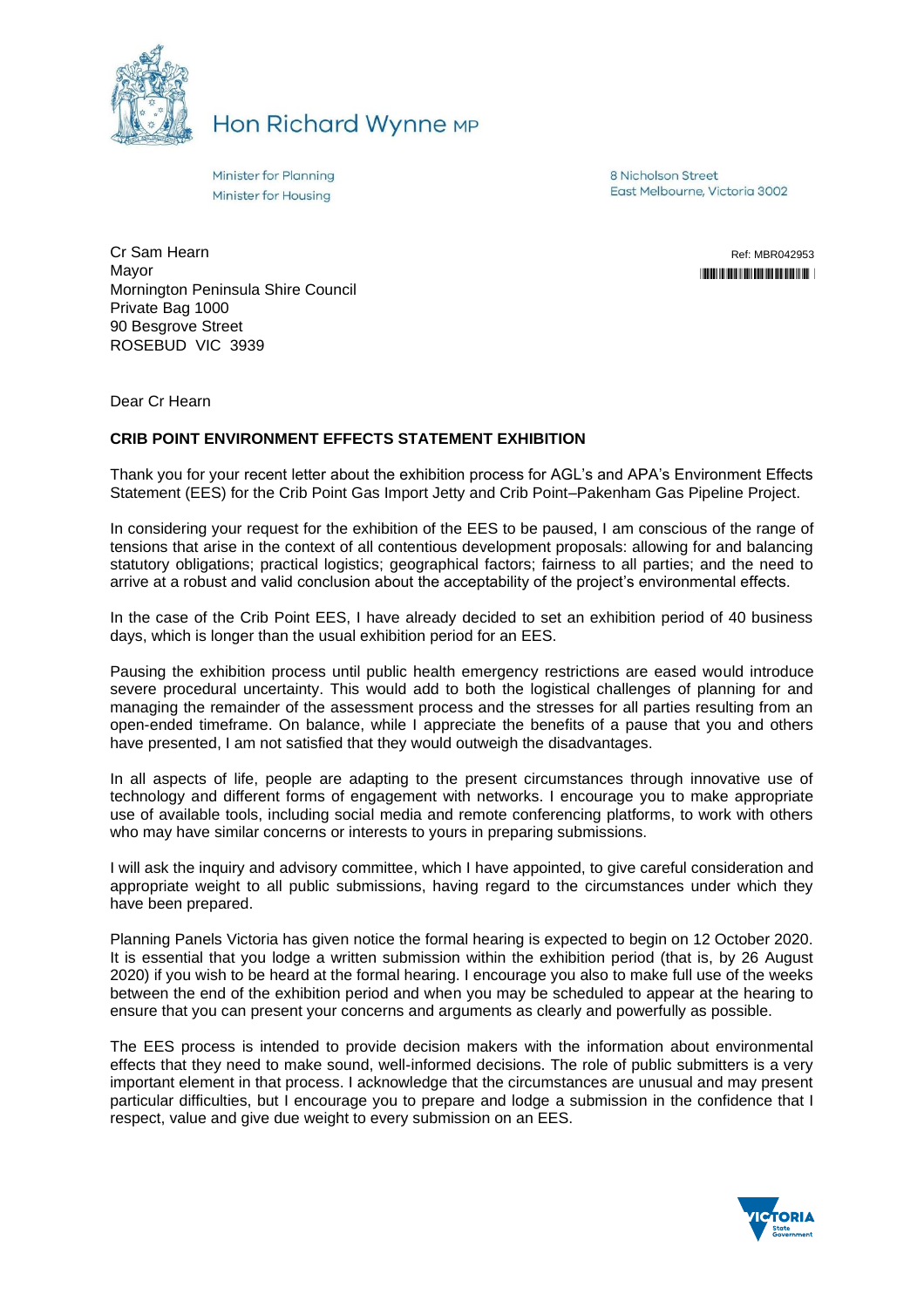# Hon Richard Wynne MP

Minister for Planning
Minister for Housing

8 Nicholson Street
East Melbourne, Victoria 3002

Cr Sam Hearn
Mayor
Mornington Peninsula Shire Council
Private Bag 1000
90 Besgrove Street
ROSEBUD VIC 3939

Ref: MBR042953

Dear Cr Hearn

**CRIB POINT ENVIRONMENT EFFECTS STATEMENT EXHIBITION**

Thank you for your recent letter about the exhibition process for AGL's and APA's Environment Effects Statement (EES) for the Crib Point Gas Import Jetty and Crib Point–Pakenham Gas Pipeline Project.

In considering your request for the exhibition of the EES to be paused, I am conscious of the range of tensions that arise in the context of all contentious development proposals: allowing for and balancing statutory obligations; practical logistics; geographical factors; fairness to all parties; and the need to arrive at a robust and valid conclusion about the acceptability of the project's environmental effects.

In the case of the Crib Point EES, I have already decided to set an exhibition period of 40 business days, which is longer than the usual exhibition period for an EES.

Pausing the exhibition process until public health emergency restrictions are eased would introduce severe procedural uncertainty. This would add to both the logistical challenges of planning for and managing the remainder of the assessment process and the stresses for all parties resulting from an open-ended timeframe. On balance, while I appreciate the benefits of a pause that you and others have presented, I am not satisfied that they would outweigh the disadvantages.

In all aspects of life, people are adapting to the present circumstances through innovative use of technology and different forms of engagement with networks. I encourage you to make appropriate use of available tools, including social media and remote conferencing platforms, to work with others who may have similar concerns or interests to yours in preparing submissions.

I will ask the inquiry and advisory committee, which I have appointed, to give careful consideration and appropriate weight to all public submissions, having regard to the circumstances under which they have been prepared.

Planning Panels Victoria has given notice the formal hearing is expected to begin on 12 October 2020. It is essential that you lodge a written submission within the exhibition period (that is, by 26 August 2020) if you wish to be heard at the formal hearing. I encourage you also to make full use of the weeks between the end of the exhibition period and when you may be scheduled to appear at the hearing to ensure that you can present your concerns and arguments as clearly and powerfully as possible.

The EES process is intended to provide decision makers with the information about environmental effects that they need to make sound, well-informed decisions. The role of public submitters is a very important element in that process. I acknowledge that the circumstances are unusual and may present particular difficulties, but I encourage you to prepare and lodge a submission in the confidence that I respect, value and give due weight to every submission on an EES.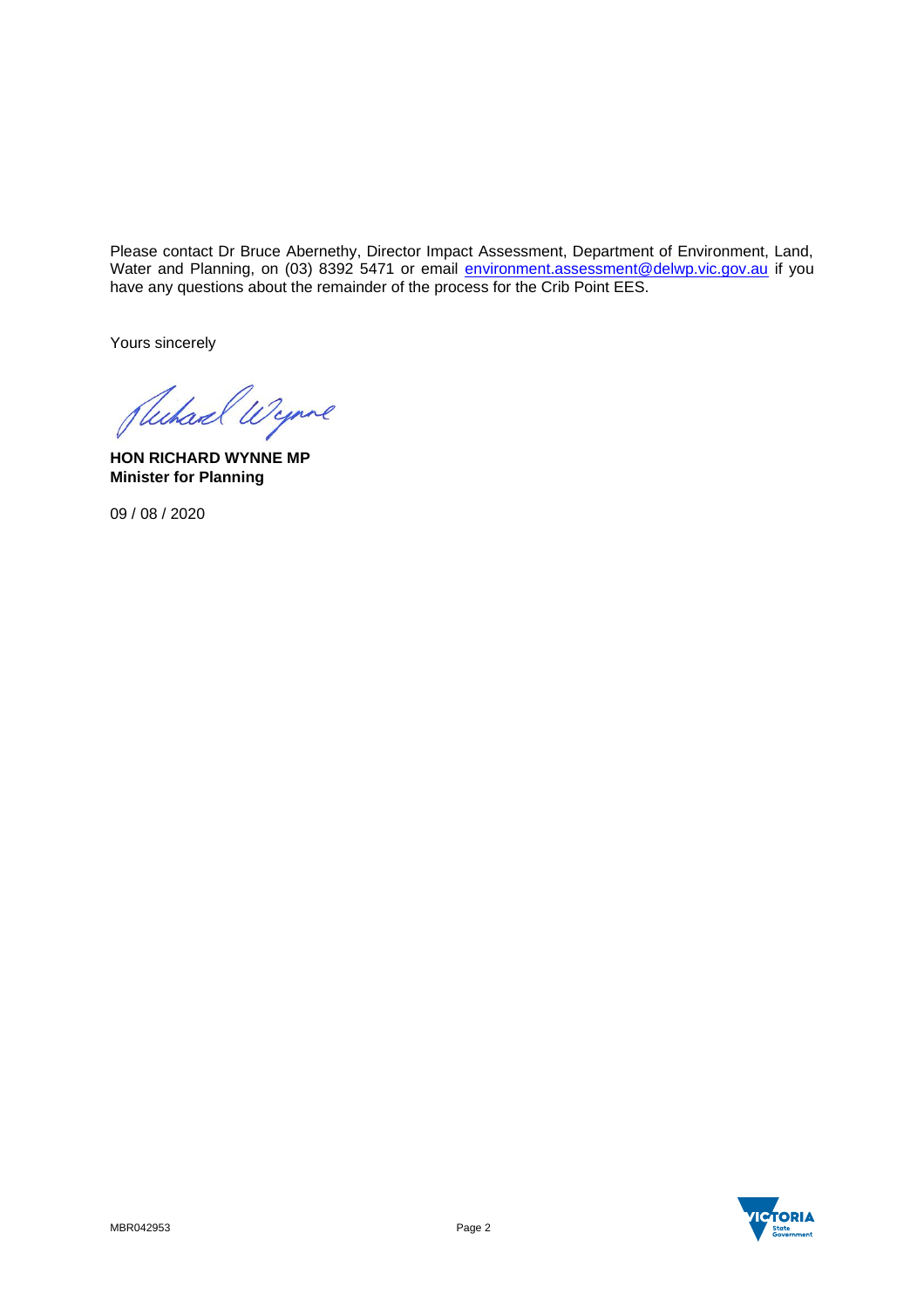Please contact Dr Bruce Abernethy, Director Impact Assessment, Department of Environment, Land, Water and Planning, on (03) 8392 5471 or email environment.assessment@delwp.vic.gov.au if you have any questions about the remainder of the process for the Crib Point EES.

Yours sincerely

**HON RICHARD WYNNE MP**
**Minister for Planning**

09 / 08 / 2020

MBR042953